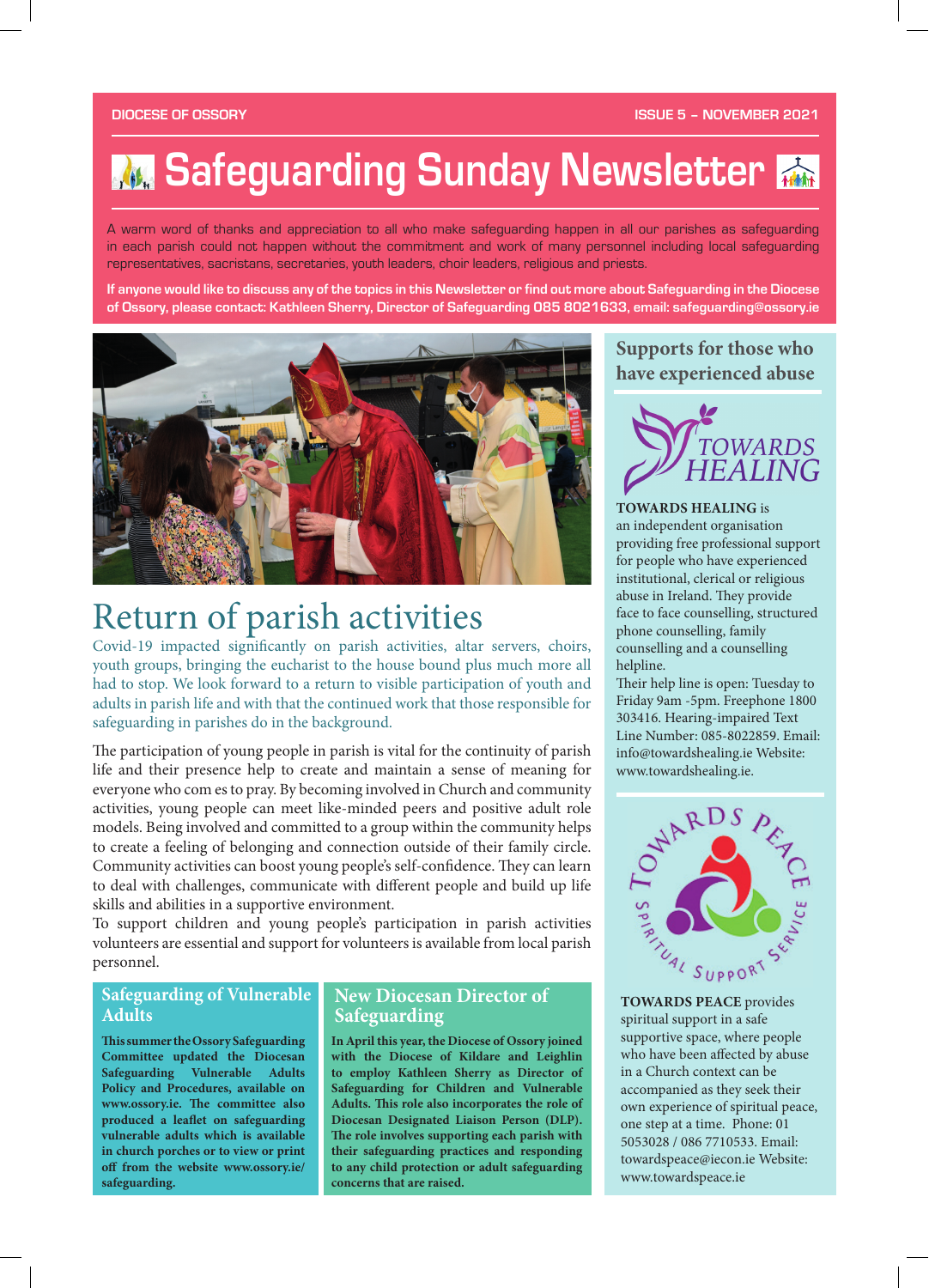DIOCESE OF OSSORY

ISSUE 5 – NOVEMBER 2021

# Safeguarding Sunday Newsletter

A warm word of thanks and appreciation to all who make safeguarding happen in all our parishes as safeguarding in each parish could not happen without the commitment and work of many personnel including local safeguarding representatives, sacristans, secretaries, youth leaders, choir leaders, religious and priests.

**If anyone would like to discuss any of the topics in this Newsletter or find out more about Safeguarding in the Diocese of Ossory, please contact: Kathleen Sherry, Director of Safeguarding 085 8021633, email: safeguarding@ossory.ie**

## Return of parish activities

Covid-19 impacted significantly on parish activities, altar servers, choirs, youth groups, bringing the eucharist to the house bound plus much more all had to stop. We look forward to a return to visible participation of youth and adults in parish life and with that the continued work that those responsible for safeguarding in parishes do in the background.

The participation of young people in parish is vital for the continuity of parish life and their presence help to create and maintain a sense of meaning for everyone who com es to pray. By becoming involved in Church and community activities, young people can meet like-minded peers and positive adult role models. Being involved and committed to a group within the community helps to create a feeling of belonging and connection outside of their family circle. Community activities can boost young people's self-confidence. They can learn to deal with challenges, communicate with different people and build up life skills and abilities in a supportive environment.

To support children and young people's participation in parish activities volunteers are essential and support for volunteers is available from local parish personnel.

### Safeguarding of Vulnerable Adults

**This summer the Ossory Safeguarding Committee updated the Diocesan Safeguarding Vulnerable Adults Policy and Procedures, available on www.ossory.ie. The committee also produced a leaflet on safeguarding vulnerable adults which is available in church porches or to view or print off from the website www.ossory.ie/safeguarding.**

### New Diocesan Director of Safeguarding

**In April this year, the Diocese of Ossory joined with the Diocese of Kildare and Leighlin to employ Kathleen Sherry as Director of Safeguarding for Children and Vulnerable Adults. This role also incorporates the role of Diocesan Designated Liaison Person (DLP). The role involves supporting each parish with their safeguarding practices and responding to any child protection or adult safeguarding concerns that are raised.**

## Supports for those who have experienced abuse

TOWARDS HEALING

**TOWARDS HEALING** is an independent organisation providing free professional support for people who have experienced institutional, clerical or religious abuse in Ireland. They provide face to face counselling, structured phone counselling, family counselling and a counselling helpline.

Their help line is open: Tuesday to Friday 9am -5pm. Freephone 1800 303416. Hearing-impaired Text Line Number: 085-8022859. Email: info@towardshealing.ie Website: www.towardshealing.ie.

TOWARDS PEACE SPIRITUAL SUPPORT SERVICE

**TOWARDS PEACE** provides spiritual support in a safe supportive space, where people who have been affected by abuse in a Church context can be accompanied as they seek their own experience of spiritual peace, one step at a time. Phone: 01 5053028 / 086 7710533. Email: towardspeace@iecon.ie Website: www.towardspeace.ie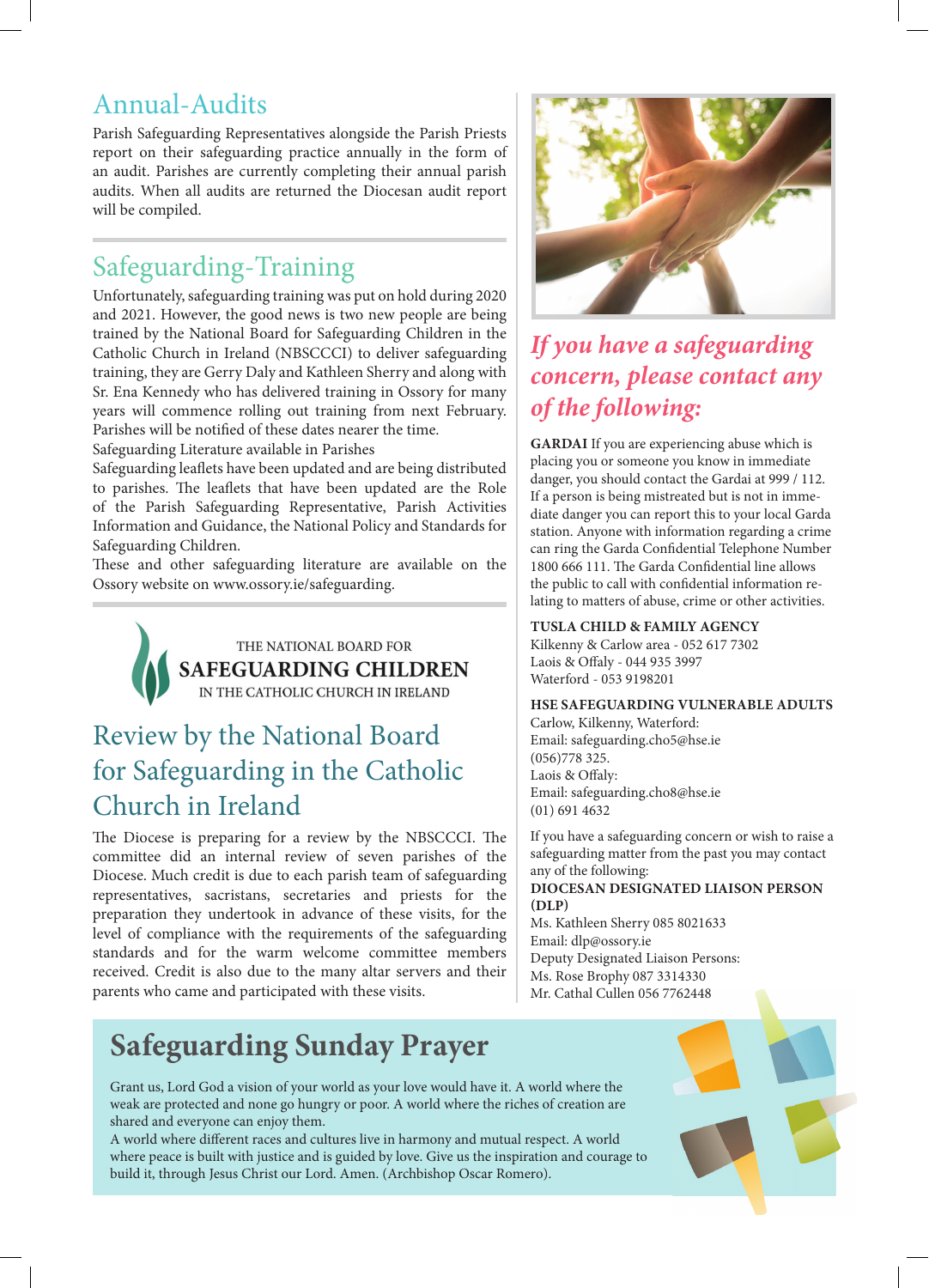## Annual-Audits

Parish Safeguarding Representatives alongside the Parish Priests report on their safeguarding practice annually in the form of an audit. Parishes are currently completing their annual parish audits. When all audits are returned the Diocesan audit report will be compiled.

## Safeguarding-Training

Unfortunately, safeguarding training was put on hold during 2020 and 2021. However, the good news is two new people are being trained by the National Board for Safeguarding Children in the Catholic Church in Ireland (NBSCCCI) to deliver safeguarding training, they are Gerry Daly and Kathleen Sherry and along with Sr. Ena Kennedy who has delivered training in Ossory for many years will commence rolling out training from next February. Parishes will be notified of these dates nearer the time.

Safeguarding Literature available in Parishes

Safeguarding leaflets have been updated and are being distributed to parishes. The leaflets that have been updated are the Role of the Parish Safeguarding Representative, Parish Activities Information and Guidance, the National Policy and Standards for Safeguarding Children.

These and other safeguarding literature are available on the Ossory website on www.ossory.ie/safeguarding.

THE NATIONAL BOARD FOR
**SAFEGUARDING CHILDREN**
IN THE CATHOLIC CHURCH IN IRELAND

## Review by the National Board for Safeguarding in the Catholic Church in Ireland

The Diocese is preparing for a review by the NBSCCCI. The committee did an internal review of seven parishes of the Diocese. Much credit is due to each parish team of safeguarding representatives, sacristans, secretaries and priests for the preparation they undertook in advance of these visits, for the level of compliance with the requirements of the safeguarding standards and for the warm welcome committee members received. Credit is also due to the many altar servers and their parents who came and participated with these visits.

## *If you have a safeguarding concern, please contact any of the following:*

**GARDAI** If you are experiencing abuse which is placing you or someone you know in immediate danger, you should contact the Gardai at 999 / 112. If a person is being mistreated but is not in immediate danger you can report this to your local Garda station. Anyone with information regarding a crime can ring the Garda Confidential Telephone Number 1800 666 111. The Garda Confidential line allows the public to call with confidential information relating to matters of abuse, crime or other activities.

**TUSLA CHILD & FAMILY AGENCY**
Kilkenny & Carlow area - 052 617 7302
Laois & Offaly - 044 935 3997
Waterford - 053 9198201

**HSE SAFEGUARDING VULNERABLE ADULTS**
Carlow, Kilkenny, Waterford:
Email: safeguarding.cho5@hse.ie
(056)778 325.
Laois & Offaly:
Email: safeguarding.cho8@hse.ie
(01) 691 4632

If you have a safeguarding concern or wish to raise a safeguarding matter from the past you may contact any of the following:

**DIOCESAN DESIGNATED LIAISON PERSON (DLP)**
Ms. Kathleen Sherry 085 8021633
Email: dlp@ossory.ie
Deputy Designated Liaison Persons:
Ms. Rose Brophy 087 3314330
Mr. Cathal Cullen 056 7762448

## Safeguarding Sunday Prayer

Grant us, Lord God a vision of your world as your love would have it. A world where the weak are protected and none go hungry or poor. A world where the riches of creation are shared and everyone can enjoy them.

A world where different races and cultures live in harmony and mutual respect. A world where peace is built with justice and is guided by love. Give us the inspiration and courage to build it, through Jesus Christ our Lord. Amen. (Archbishop Oscar Romero).